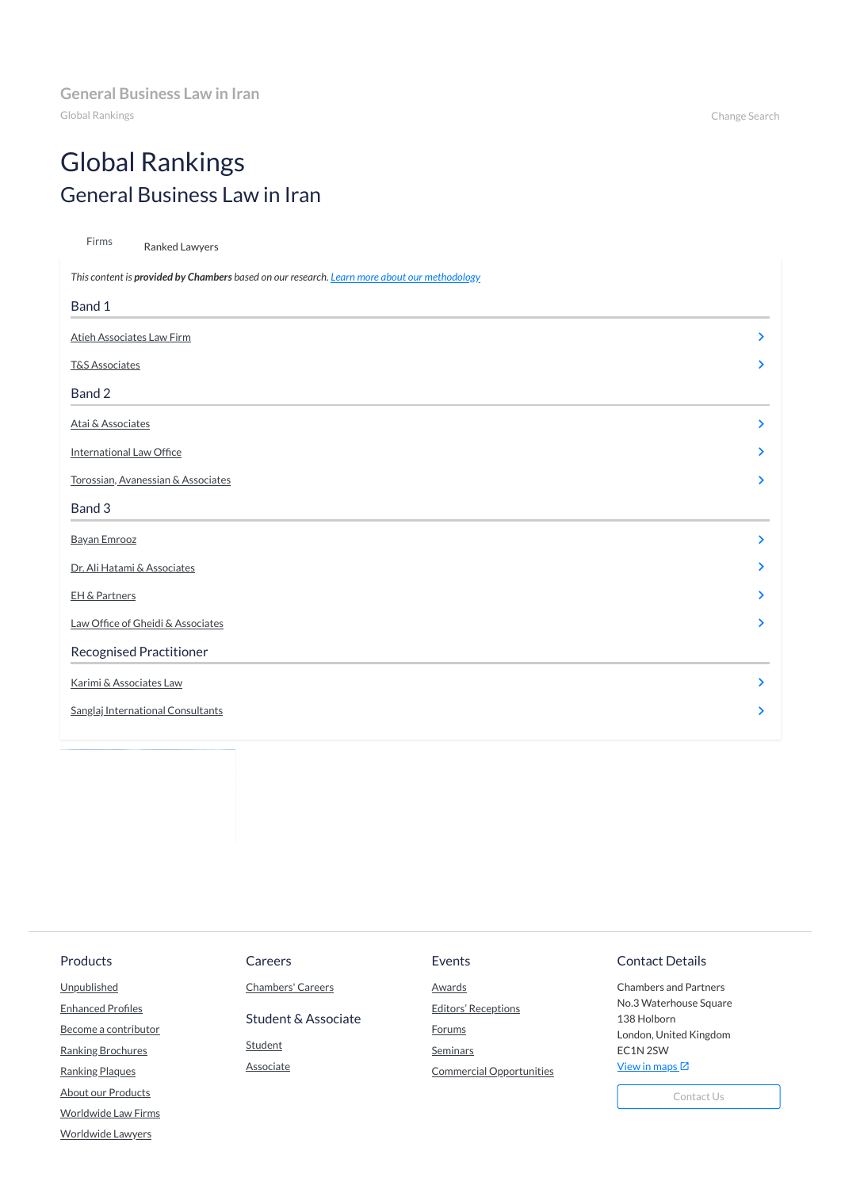General Business Law in Iran

Global Rankings

Change Search

# Global Rankings

## General Business Law in Iran

Firms

Ranked Lawyers

*This content is **provided by Chambers** based on our research. [Learn more about our methodology](#)*

### Band 1

[Atieh Associates Law Firm](#)

[T&S Associates](#)

### Band 2

[Atai & Associates](#)

[International Law Office](#)

[Torossian, Avanessian & Associates](#)

### Band 3

[Bayan Emrooz](#)

[Dr. Ali Hatami & Associates](#)

[EH & Partners](#)

[Law Office of Gheidi & Associates](#)

### Recognised Practitioner

[Karimi & Associates Law](#)

[Sanglaj International Consultants](#)

---

**Products**

- Unpublished
- Enhanced Profiles
- Become a contributor
- Ranking Brochures
- Ranking Plaques
- About our Products
- Worldwide Law Firms
- Worldwide Lawyers

**Careers**

- Chambers' Careers

**Student & Associate**

- Student
- Associate

**Events**

- Awards
- Editors' Receptions
- Forums
- Seminars
- Commercial Opportunities

**Contact Details**

Chambers and Partners
No.3 Waterhouse Square
138 Holborn
London, United Kingdom
EC1N 2SW
View in maps

Contact Us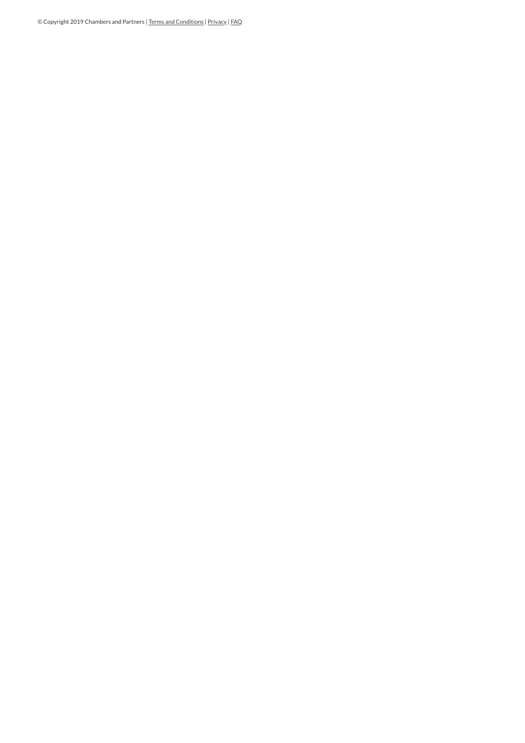© Copyright 2019 Chambers and Partners | Terms and Conditions | Privacy | FAQ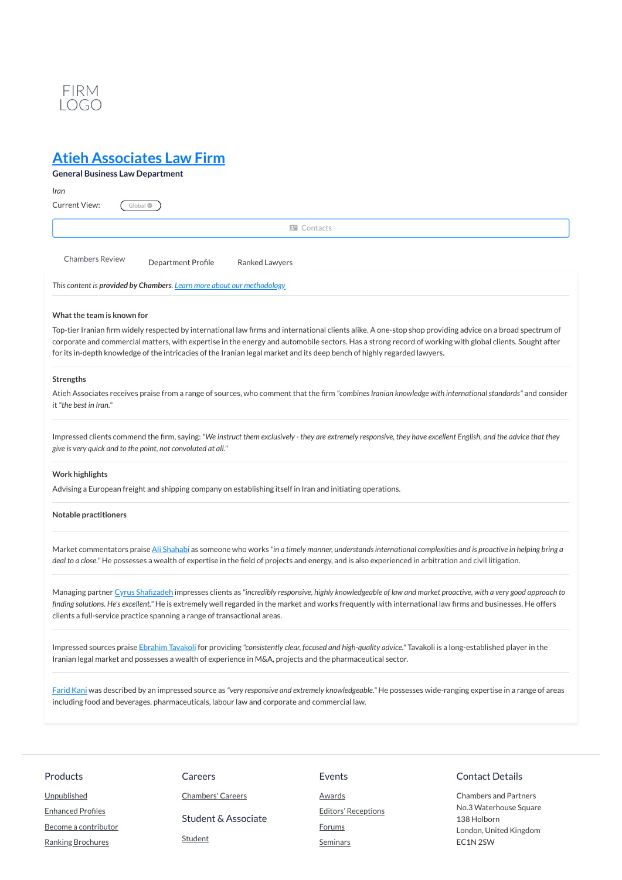FIRM LOGO

# [Atieh Associates Law Firm]

**General Business Law Department**

*Iran*

Current View: Global

Contacts

Chambers Review | Department Profile | Ranked Lawyers

*This content is **provided by Chambers**.* [*Learn more about our methodology*]

**What the team is known for**

Top-tier Iranian firm widely respected by international law firms and international clients alike. A one-stop shop providing advice on a broad spectrum of corporate and commercial matters, with expertise in the energy and automobile sectors. Has a strong record of working with global clients. Sought after for its in-depth knowledge of the intricacies of the Iranian legal market and its deep bench of highly regarded lawyers.

**Strengths**

Atieh Associates receives praise from a range of sources, who comment that the firm *"combines Iranian knowledge with international standards"* and consider it *"the best in Iran."*

Impressed clients commend the firm, saying: *"We instruct them exclusively - they are extremely responsive, they have excellent English, and the advice that they give is very quick and to the point, not convoluted at all."*

**Work highlights**

Advising a European freight and shipping company on establishing itself in Iran and initiating operations.

**Notable practitioners**

Market commentators praise [Ali Shahabi] as someone who works *"in a timely manner, understands international complexities and is proactive in helping bring a deal to a close."* He possesses a wealth of expertise in the field of projects and energy, and is also experienced in arbitration and civil litigation.

Managing partner [Cyrus Shafizadeh] impresses clients as *"incredibly responsive, highly knowledgeable of law and market proactive, with a very good approach to finding solutions. He's excellent."* He is extremely well regarded in the market and works frequently with international law firms and businesses. He offers clients a full-service practice spanning a range of transactional areas.

Impressed sources praise [Ebrahim Tavakoli] for providing *"consistently clear, focused and high-quality advice."* Tavakoli is a long-established player in the Iranian legal market and possesses a wealth of experience in M&A, projects and the pharmaceutical sector.

[Farid Kani] was described by an impressed source as *"very responsive and extremely knowledgeable."* He possesses wide-ranging expertise in a range of areas including food and beverages, pharmaceuticals, labour law and corporate and commercial law.

**Products**

- Unpublished
- Enhanced Profiles
- Become a contributor
- Ranking Brochures

**Careers**

- Chambers' Careers

**Student & Associate**

- Student

**Events**

- Awards
- Editors' Receptions
- Forums
- Seminars

**Contact Details**

Chambers and Partners
No.3 Waterhouse Square
138 Holborn
London, United Kingdom
EC1N 2SW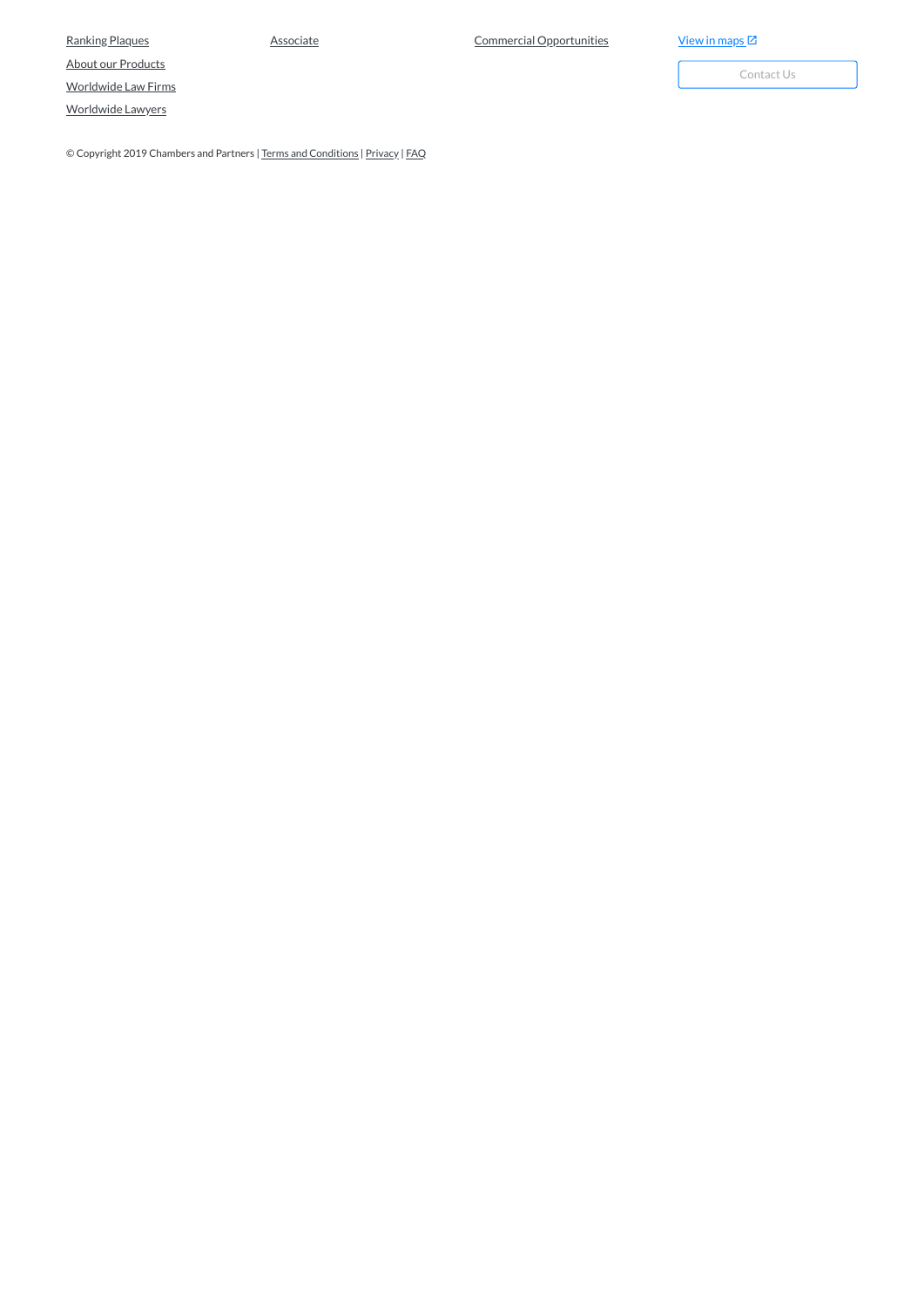Ranking Plaques

About our Products

Worldwide Law Firms

Worldwide Lawyers

Associate

Commercial Opportunities

View in maps

Contact Us

© Copyright 2019 Chambers and Partners | Terms and Conditions | Privacy | FAQ